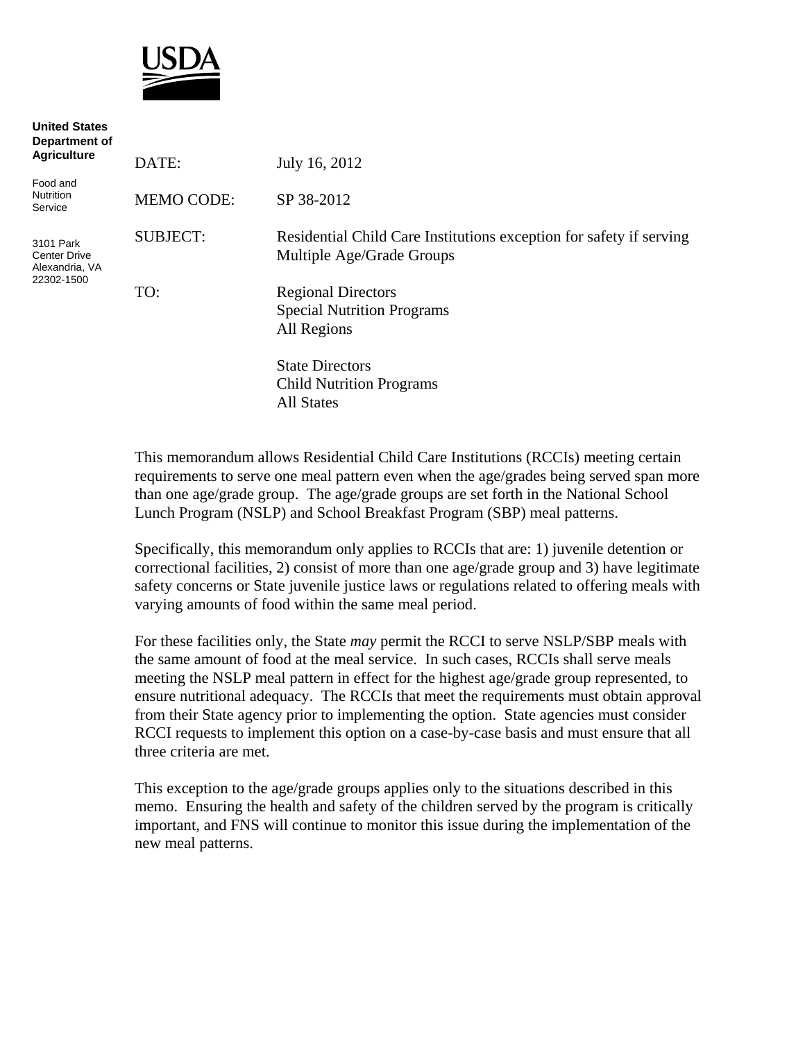USDA

**United States Department of Agriculture**

Food and Nutrition Service

3101 Park Center Drive
Alexandria, VA 22302-1500

DATE: July 16, 2012

MEMO CODE: SP 38-2012

SUBJECT: Residential Child Care Institutions exception for safety if serving Multiple Age/Grade Groups

TO: Regional Directors
Special Nutrition Programs
All Regions

State Directors
Child Nutrition Programs
All States

This memorandum allows Residential Child Care Institutions (RCCIs) meeting certain requirements to serve one meal pattern even when the age/grades being served span more than one age/grade group. The age/grade groups are set forth in the National School Lunch Program (NSLP) and School Breakfast Program (SBP) meal patterns.

Specifically, this memorandum only applies to RCCIs that are: 1) juvenile detention or correctional facilities, 2) consist of more than one age/grade group and 3) have legitimate safety concerns or State juvenile justice laws or regulations related to offering meals with varying amounts of food within the same meal period.

For these facilities only, the State *may* permit the RCCI to serve NSLP/SBP meals with the same amount of food at the meal service. In such cases, RCCIs shall serve meals meeting the NSLP meal pattern in effect for the highest age/grade group represented, to ensure nutritional adequacy. The RCCIs that meet the requirements must obtain approval from their State agency prior to implementing the option. State agencies must consider RCCI requests to implement this option on a case-by-case basis and must ensure that all three criteria are met.

This exception to the age/grade groups applies only to the situations described in this memo. Ensuring the health and safety of the children served by the program is critically important, and FNS will continue to monitor this issue during the implementation of the new meal patterns.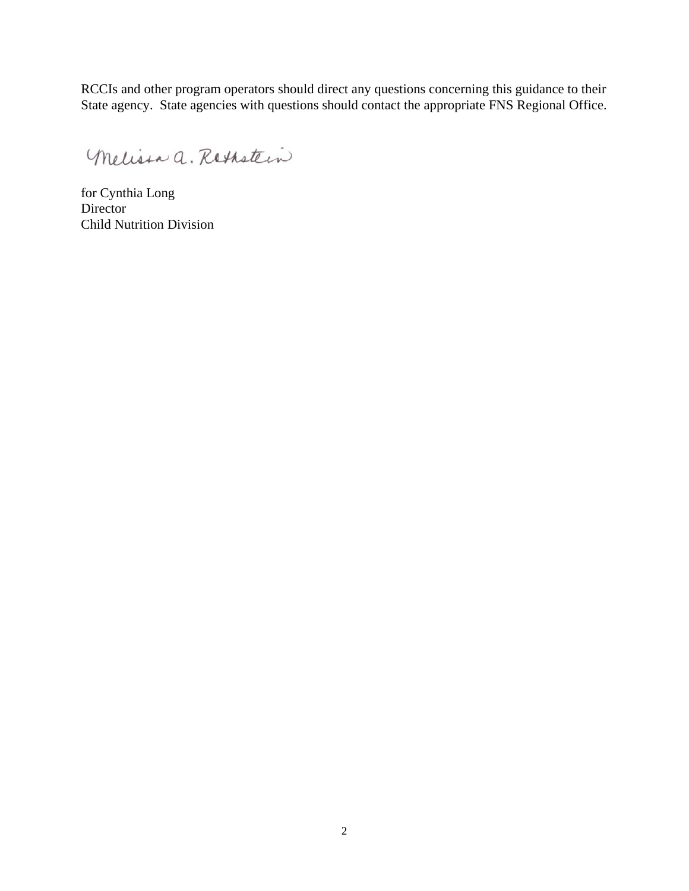RCCIs and other program operators should direct any questions concerning this guidance to their State agency. State agencies with questions should contact the appropriate FNS Regional Office.

Melissa A. Rothstein

for Cynthia Long
Director
Child Nutrition Division